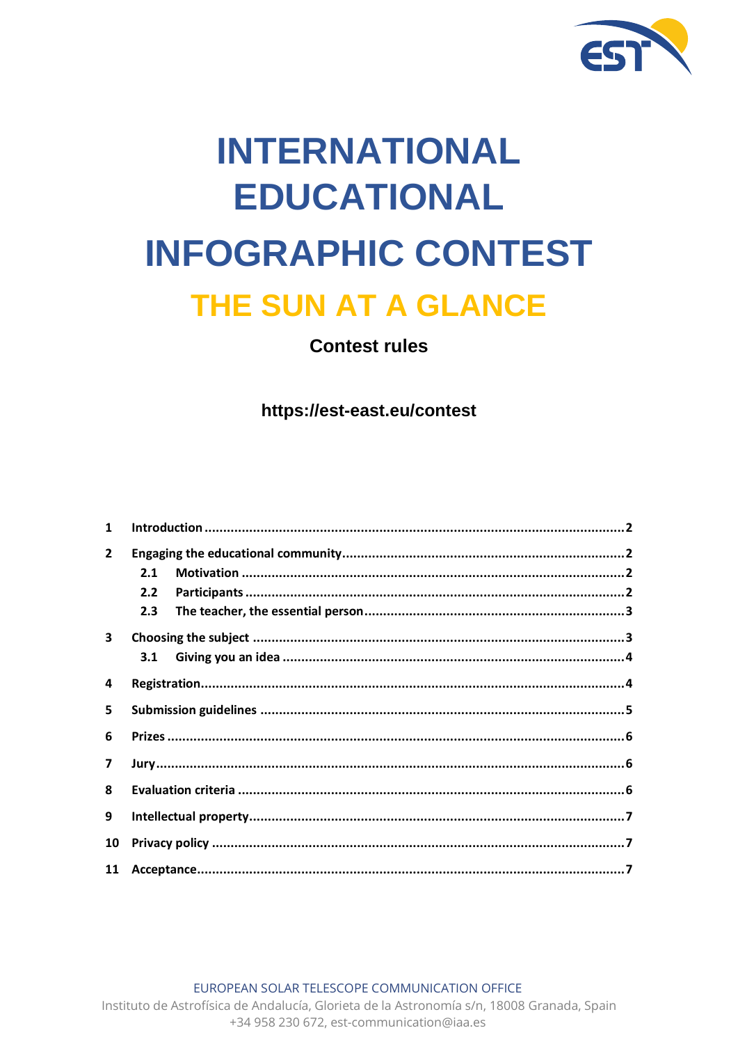# INTERNATIONAL EDUCATIONAL INFOGRAPHIC CONTEST

## THE SUN AT A GLANCE

### Contest rules

**https://est-east.eu/contest**

| | | |
|---|---|---|
| **1** | **Introduction** | **2** |
| **2** | **Engaging the educational community** | **2** |
| **2.1** | **Motivation** | **2** |
| **2.2** | **Participants** | **2** |
| **2.3** | **The teacher, the essential person** | **3** |
| **3** | **Choosing the subject** | **3** |
| **3.1** | **Giving you an idea** | **4** |
| **4** | **Registration** | **4** |
| **5** | **Submission guidelines** | **5** |
| **6** | **Prizes** | **6** |
| **7** | **Jury** | **6** |
| **8** | **Evaluation criteria** | **6** |
| **9** | **Intellectual property** | **7** |
| **10** | **Privacy policy** | **7** |
| **11** | **Acceptance** | **7** |

EUROPEAN SOLAR TELESCOPE COMMUNICATION OFFICE
Instituto de Astrofísica de Andalucía, Glorieta de la Astronomía s/n, 18008 Granada, Spain
+34 958 230 672, est-communication@iaa.es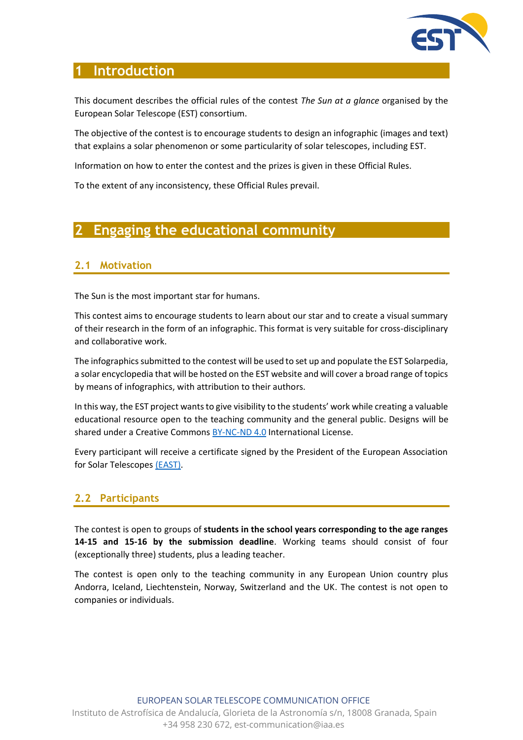# 1 Introduction

This document describes the official rules of the contest *The Sun at a glance* organised by the European Solar Telescope (EST) consortium.

The objective of the contest is to encourage students to design an infographic (images and text) that explains a solar phenomenon or some particularity of solar telescopes, including EST.

Information on how to enter the contest and the prizes is given in these Official Rules.

To the extent of any inconsistency, these Official Rules prevail.

# 2 Engaging the educational community

## 2.1 Motivation

The Sun is the most important star for humans.

This contest aims to encourage students to learn about our star and to create a visual summary of their research in the form of an infographic. This format is very suitable for cross-disciplinary and collaborative work.

The infographics submitted to the contest will be used to set up and populate the EST Solarpedia, a solar encyclopedia that will be hosted on the EST website and will cover a broad range of topics by means of infographics, with attribution to their authors.

In this way, the EST project wants to give visibility to the students' work while creating a valuable educational resource open to the teaching community and the general public. Designs will be shared under a Creative Commons BY-NC-ND 4.0 International License.

Every participant will receive a certificate signed by the President of the European Association for Solar Telescopes (EAST).

## 2.2 Participants

The contest is open to groups of **students in the school years corresponding to the age ranges 14-15 and 15-16 by the submission deadline**. Working teams should consist of four (exceptionally three) students, plus a leading teacher.

The contest is open only to the teaching community in any European Union country plus Andorra, Iceland, Liechtenstein, Norway, Switzerland and the UK. The contest is not open to companies or individuals.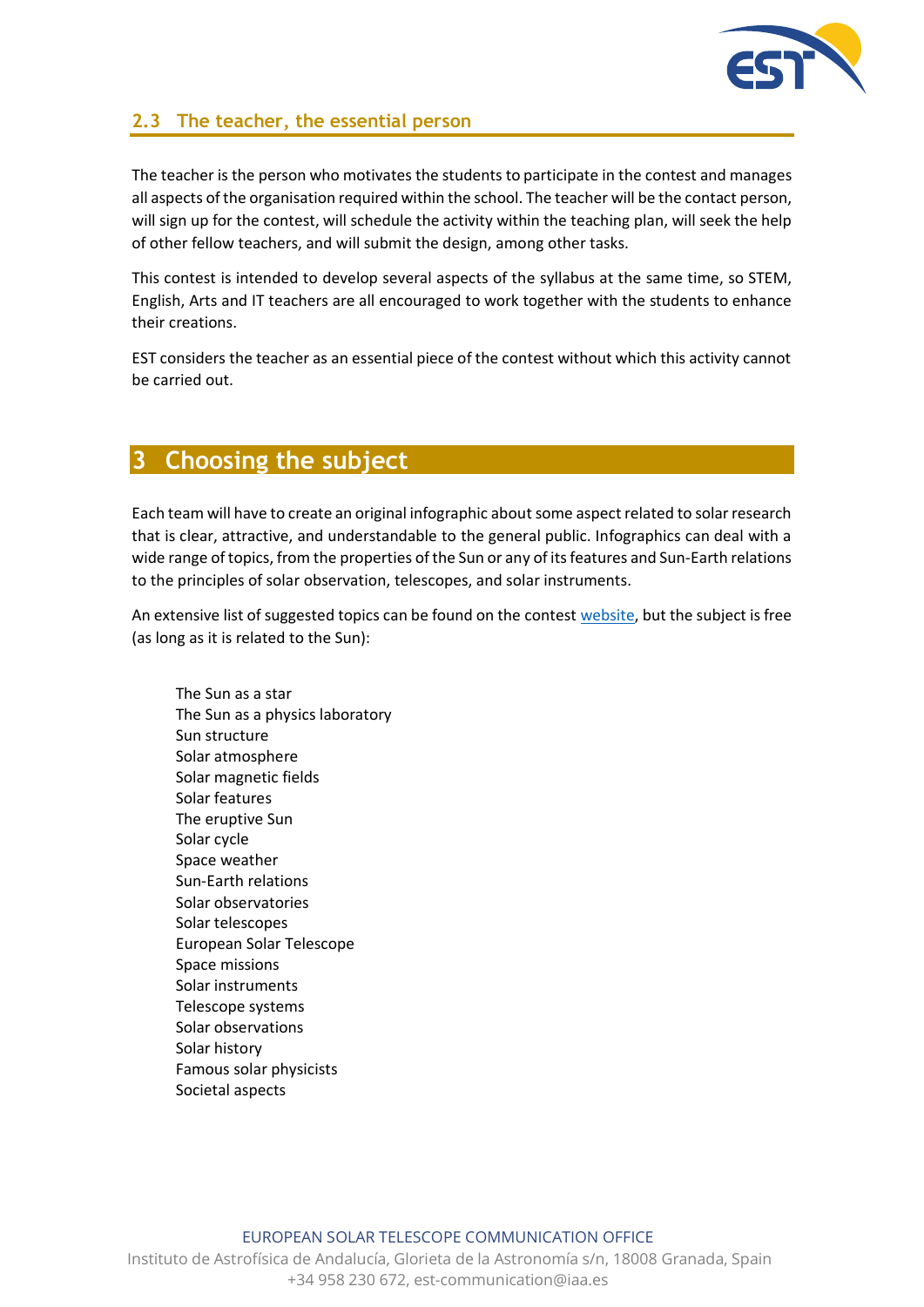## 2.3 The teacher, the essential person

The teacher is the person who motivates the students to participate in the contest and manages all aspects of the organisation required within the school. The teacher will be the contact person, will sign up for the contest, will schedule the activity within the teaching plan, will seek the help of other fellow teachers, and will submit the design, among other tasks.

This contest is intended to develop several aspects of the syllabus at the same time, so STEM, English, Arts and IT teachers are all encouraged to work together with the students to enhance their creations.

EST considers the teacher as an essential piece of the contest without which this activity cannot be carried out.

# 3 Choosing the subject

Each team will have to create an original infographic about some aspect related to solar research that is clear, attractive, and understandable to the general public. Infographics can deal with a wide range of topics, from the properties of the Sun or any of its features and Sun-Earth relations to the principles of solar observation, telescopes, and solar instruments.

An extensive list of suggested topics can be found on the contest website, but the subject is free (as long as it is related to the Sun):

- The Sun as a star
- The Sun as a physics laboratory
- Sun structure
- Solar atmosphere
- Solar magnetic fields
- Solar features
- The eruptive Sun
- Solar cycle
- Space weather
- Sun-Earth relations
- Solar observatories
- Solar telescopes
- European Solar Telescope
- Space missions
- Solar instruments
- Telescope systems
- Solar observations
- Solar history
- Famous solar physicists
- Societal aspects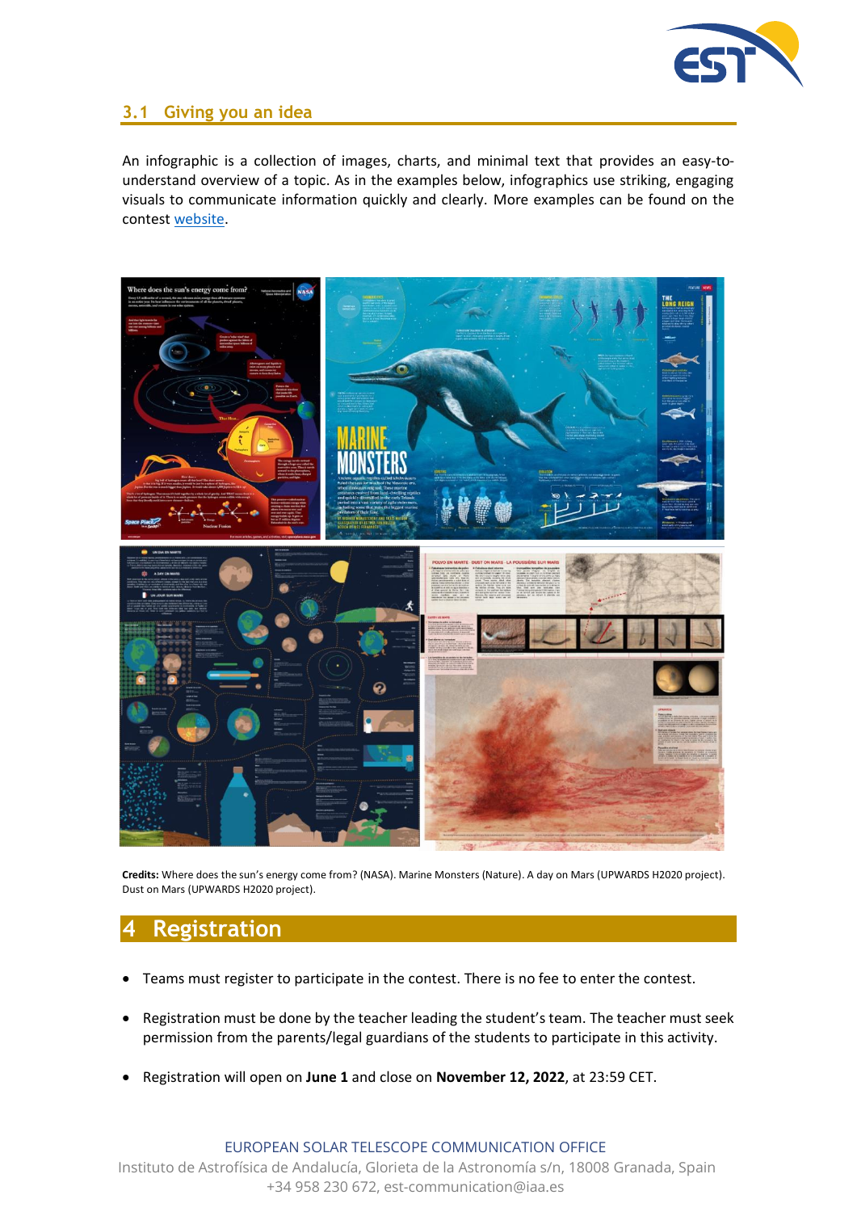### 3.1 Giving you an idea

An infographic is a collection of images, charts, and minimal text that provides an easy-to-understand overview of a topic. As in the examples below, infographics use striking, engaging visuals to communicate information quickly and clearly. More examples can be found on the contest website.

**Credits:** Where does the sun's energy come from? (NASA). Marine Monsters (Nature). A day on Mars (UPWARDS H2020 project). Dust on Mars (UPWARDS H2020 project).

# 4 Registration

- Teams must register to participate in the contest. There is no fee to enter the contest.
- Registration must be done by the teacher leading the student's team. The teacher must seek permission from the parents/legal guardians of the students to participate in this activity.
- Registration will open on **June 1** and close on **November 12, 2022**, at 23:59 CET.

EUROPEAN SOLAR TELESCOPE COMMUNICATION OFFICE
Instituto de Astrofísica de Andalucía, Glorieta de la Astronomía s/n, 18008 Granada, Spain
+34 958 230 672, est-communication@iaa.es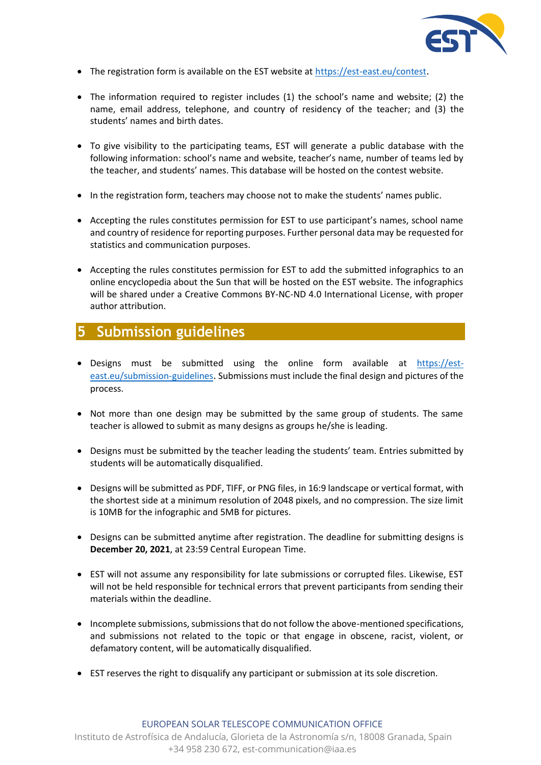- The registration form is available on the EST website at https://est-east.eu/contest.
- The information required to register includes (1) the school's name and website; (2) the name, email address, telephone, and country of residency of the teacher; and (3) the students' names and birth dates.
- To give visibility to the participating teams, EST will generate a public database with the following information: school's name and website, teacher's name, number of teams led by the teacher, and students' names. This database will be hosted on the contest website.
- In the registration form, teachers may choose not to make the students' names public.
- Accepting the rules constitutes permission for EST to use participant's names, school name and country of residence for reporting purposes. Further personal data may be requested for statistics and communication purposes.
- Accepting the rules constitutes permission for EST to add the submitted infographics to an online encyclopedia about the Sun that will be hosted on the EST website. The infographics will be shared under a Creative Commons BY-NC-ND 4.0 International License, with proper author attribution.

# 5 Submission guidelines

- Designs must be submitted using the online form available at https://est-east.eu/submission-guidelines. Submissions must include the final design and pictures of the process.
- Not more than one design may be submitted by the same group of students. The same teacher is allowed to submit as many designs as groups he/she is leading.
- Designs must be submitted by the teacher leading the students' team. Entries submitted by students will be automatically disqualified.
- Designs will be submitted as PDF, TIFF, or PNG files, in 16:9 landscape or vertical format, with the shortest side at a minimum resolution of 2048 pixels, and no compression. The size limit is 10MB for the infographic and 5MB for pictures.
- Designs can be submitted anytime after registration. The deadline for submitting designs is **December 20, 2021**, at 23:59 Central European Time.
- EST will not assume any responsibility for late submissions or corrupted files. Likewise, EST will not be held responsible for technical errors that prevent participants from sending their materials within the deadline.
- Incomplete submissions, submissions that do not follow the above-mentioned specifications, and submissions not related to the topic or that engage in obscene, racist, violent, or defamatory content, will be automatically disqualified.
- EST reserves the right to disqualify any participant or submission at its sole discretion.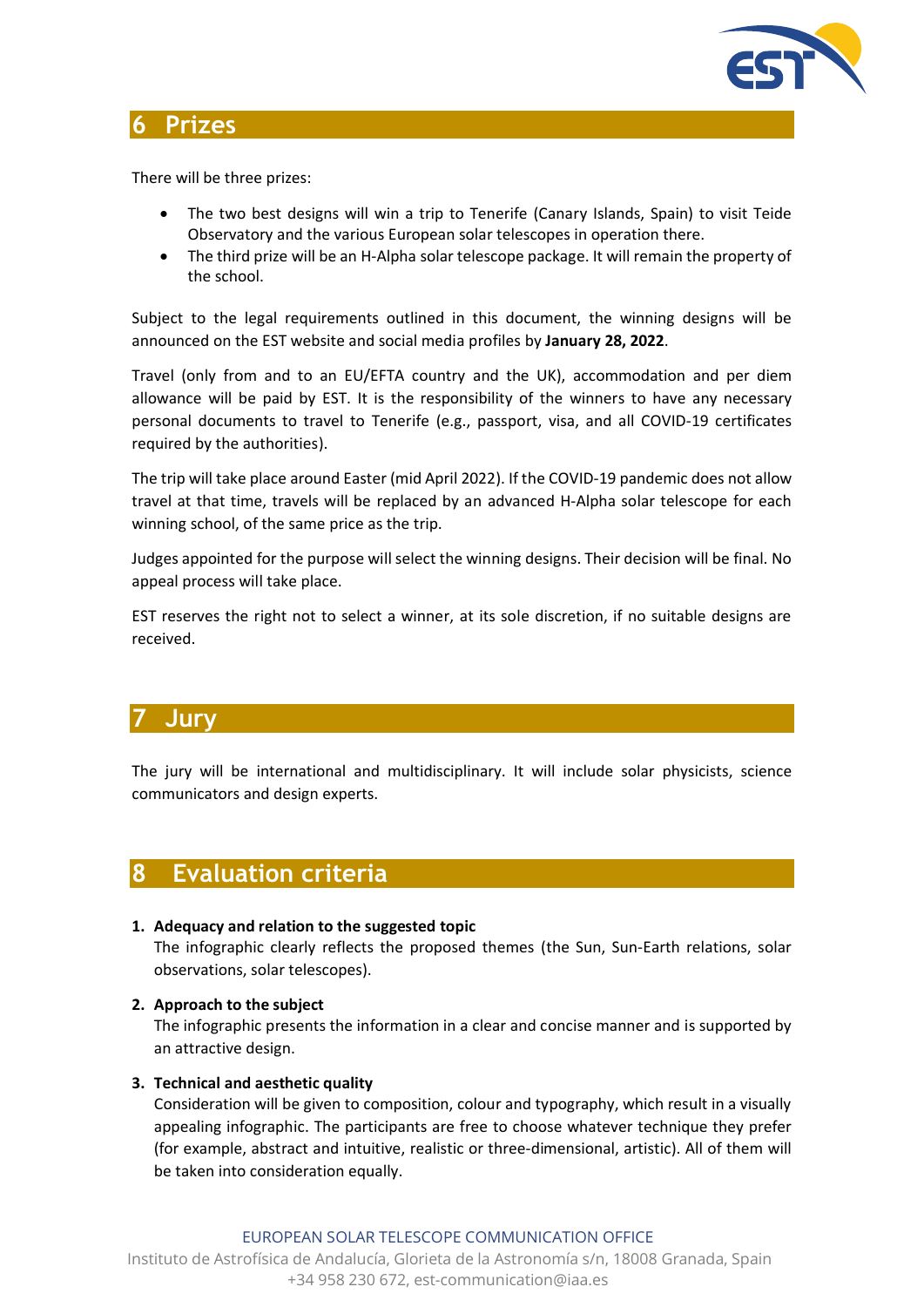## 6 Prizes

There will be three prizes:

- The two best designs will win a trip to Tenerife (Canary Islands, Spain) to visit Teide Observatory and the various European solar telescopes in operation there.
- The third prize will be an H-Alpha solar telescope package. It will remain the property of the school.

Subject to the legal requirements outlined in this document, the winning designs will be announced on the EST website and social media profiles by **January 28, 2022**.

Travel (only from and to an EU/EFTA country and the UK), accommodation and per diem allowance will be paid by EST. It is the responsibility of the winners to have any necessary personal documents to travel to Tenerife (e.g., passport, visa, and all COVID-19 certificates required by the authorities).

The trip will take place around Easter (mid April 2022). If the COVID-19 pandemic does not allow travel at that time, travels will be replaced by an advanced H-Alpha solar telescope for each winning school, of the same price as the trip.

Judges appointed for the purpose will select the winning designs. Their decision will be final. No appeal process will take place.

EST reserves the right not to select a winner, at its sole discretion, if no suitable designs are received.

## 7 Jury

The jury will be international and multidisciplinary. It will include solar physicists, science communicators and design experts.

## 8 Evaluation criteria

1. **Adequacy and relation to the suggested topic**
   The infographic clearly reflects the proposed themes (the Sun, Sun-Earth relations, solar observations, solar telescopes).

2. **Approach to the subject**
   The infographic presents the information in a clear and concise manner and is supported by an attractive design.

3. **Technical and aesthetic quality**
   Consideration will be given to composition, colour and typography, which result in a visually appealing infographic. The participants are free to choose whatever technique they prefer (for example, abstract and intuitive, realistic or three-dimensional, artistic). All of them will be taken into consideration equally.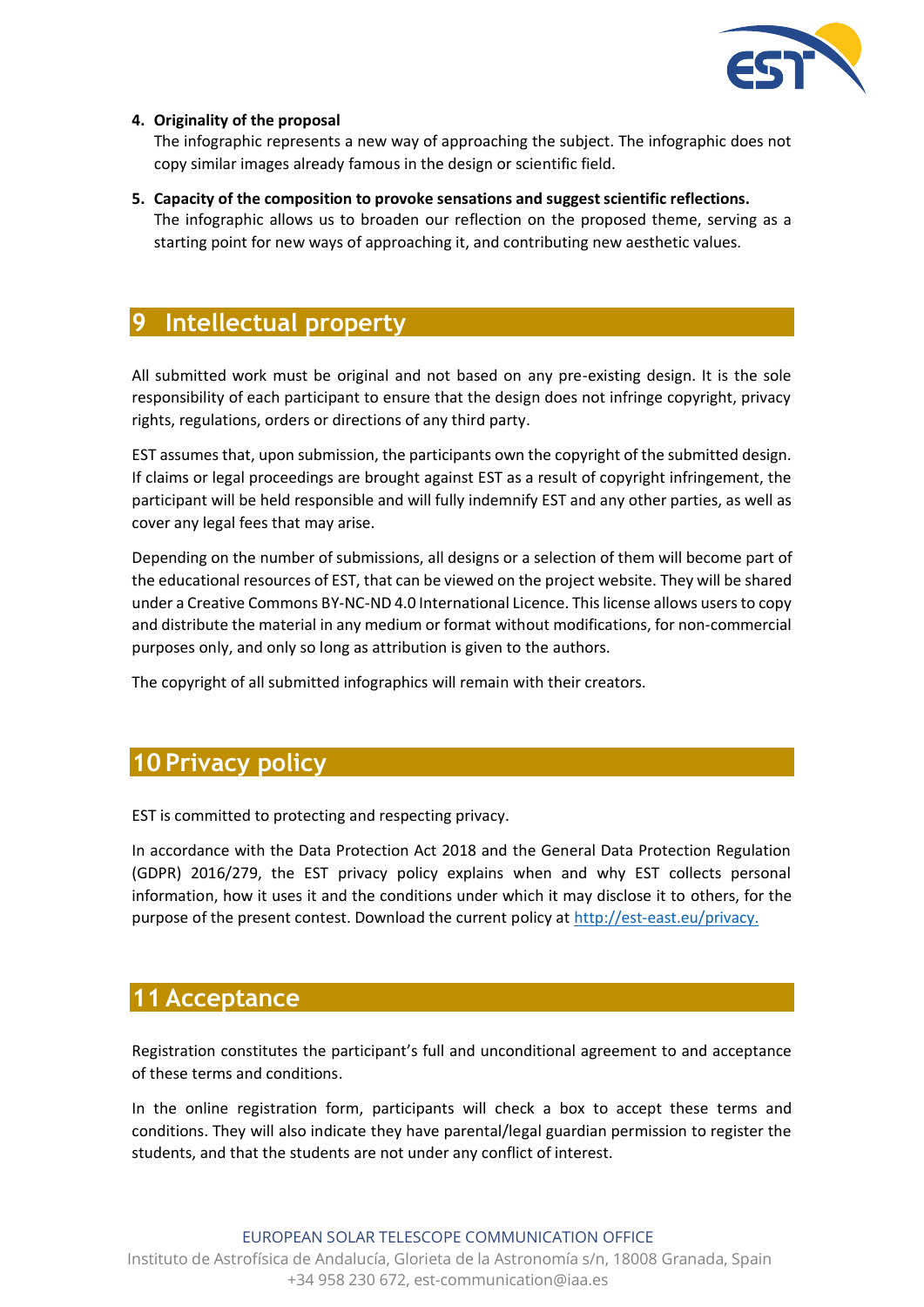4. **Originality of the proposal**
   The infographic represents a new way of approaching the subject. The infographic does not copy similar images already famous in the design or scientific field.

5. **Capacity of the composition to provoke sensations and suggest scientific reflections.**
   The infographic allows us to broaden our reflection on the proposed theme, serving as a starting point for new ways of approaching it, and contributing new aesthetic values.

## 9 Intellectual property

All submitted work must be original and not based on any pre-existing design. It is the sole responsibility of each participant to ensure that the design does not infringe copyright, privacy rights, regulations, orders or directions of any third party.

EST assumes that, upon submission, the participants own the copyright of the submitted design. If claims or legal proceedings are brought against EST as a result of copyright infringement, the participant will be held responsible and will fully indemnify EST and any other parties, as well as cover any legal fees that may arise.

Depending on the number of submissions, all designs or a selection of them will become part of the educational resources of EST, that can be viewed on the project website. They will be shared under a Creative Commons BY-NC-ND 4.0 International Licence. This license allows users to copy and distribute the material in any medium or format without modifications, for non-commercial purposes only, and only so long as attribution is given to the authors.

The copyright of all submitted infographics will remain with their creators.

## 10 Privacy policy

EST is committed to protecting and respecting privacy.

In accordance with the Data Protection Act 2018 and the General Data Protection Regulation (GDPR) 2016/279, the EST privacy policy explains when and why EST collects personal information, how it uses it and the conditions under which it may disclose it to others, for the purpose of the present contest. Download the current policy at [http://est-east.eu/privacy.](http://est-east.eu/privacy)

## 11 Acceptance

Registration constitutes the participant's full and unconditional agreement to and acceptance of these terms and conditions.

In the online registration form, participants will check a box to accept these terms and conditions. They will also indicate they have parental/legal guardian permission to register the students, and that the students are not under any conflict of interest.